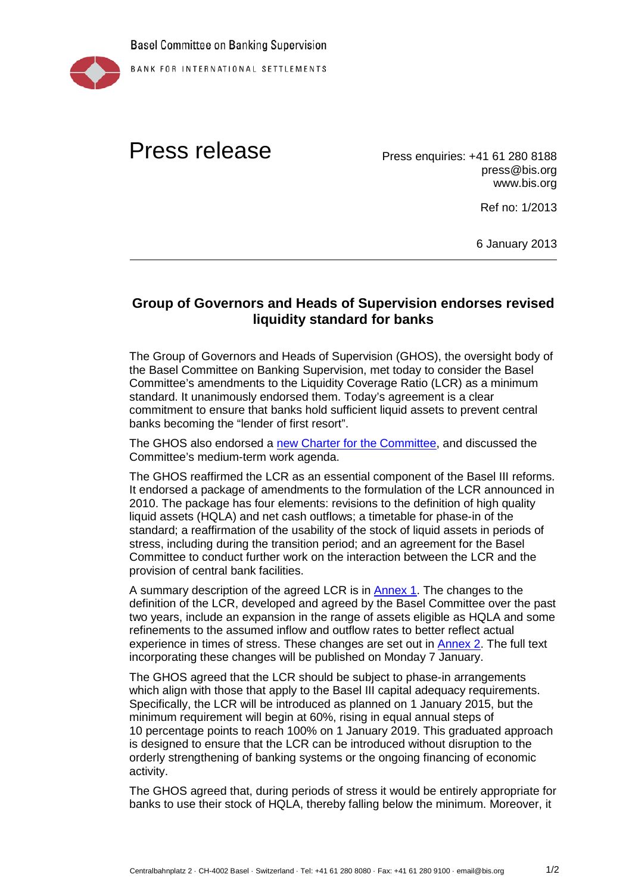Basel Committee on Banking Supervision

BANK FOR INTERNATIONAL SETTLEMENTS

# Press release

Press enquiries: +41 61 280 8188
press@bis.org
www.bis.org

Ref no: 1/2013

6 January 2013

---

## Group of Governors and Heads of Supervision endorses revised liquidity standard for banks

The Group of Governors and Heads of Supervision (GHOS), the oversight body of the Basel Committee on Banking Supervision, met today to consider the Basel Committee's amendments to the Liquidity Coverage Ratio (LCR) as a minimum standard. It unanimously endorsed them. Today's agreement is a clear commitment to ensure that banks hold sufficient liquid assets to prevent central banks becoming the "lender of first resort".

The GHOS also endorsed a new Charter for the Committee, and discussed the Committee's medium-term work agenda.

The GHOS reaffirmed the LCR as an essential component of the Basel III reforms. It endorsed a package of amendments to the formulation of the LCR announced in 2010. The package has four elements: revisions to the definition of high quality liquid assets (HQLA) and net cash outflows; a timetable for phase-in of the standard; a reaffirmation of the usability of the stock of liquid assets in periods of stress, including during the transition period; and an agreement for the Basel Committee to conduct further work on the interaction between the LCR and the provision of central bank facilities.

A summary description of the agreed LCR is in Annex 1. The changes to the definition of the LCR, developed and agreed by the Basel Committee over the past two years, include an expansion in the range of assets eligible as HQLA and some refinements to the assumed inflow and outflow rates to better reflect actual experience in times of stress. These changes are set out in Annex 2. The full text incorporating these changes will be published on Monday 7 January.

The GHOS agreed that the LCR should be subject to phase-in arrangements which align with those that apply to the Basel III capital adequacy requirements. Specifically, the LCR will be introduced as planned on 1 January 2015, but the minimum requirement will begin at 60%, rising in equal annual steps of 10 percentage points to reach 100% on 1 January 2019. This graduated approach is designed to ensure that the LCR can be introduced without disruption to the orderly strengthening of banking systems or the ongoing financing of economic activity.

The GHOS agreed that, during periods of stress it would be entirely appropriate for banks to use their stock of HQLA, thereby falling below the minimum. Moreover, it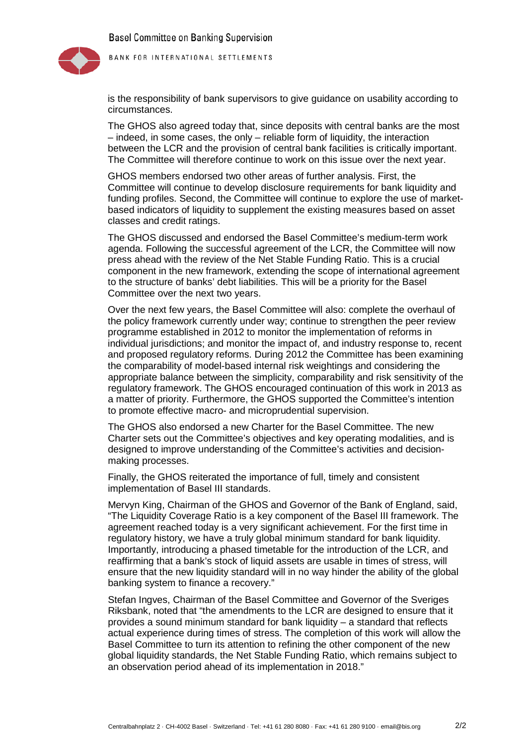is the responsibility of bank supervisors to give guidance on usability according to circumstances.

The GHOS also agreed today that, since deposits with central banks are the most – indeed, in some cases, the only – reliable form of liquidity, the interaction between the LCR and the provision of central bank facilities is critically important. The Committee will therefore continue to work on this issue over the next year.

GHOS members endorsed two other areas of further analysis. First, the Committee will continue to develop disclosure requirements for bank liquidity and funding profiles. Second, the Committee will continue to explore the use of market-based indicators of liquidity to supplement the existing measures based on asset classes and credit ratings.

The GHOS discussed and endorsed the Basel Committee's medium-term work agenda. Following the successful agreement of the LCR, the Committee will now press ahead with the review of the Net Stable Funding Ratio. This is a crucial component in the new framework, extending the scope of international agreement to the structure of banks' debt liabilities. This will be a priority for the Basel Committee over the next two years.

Over the next few years, the Basel Committee will also: complete the overhaul of the policy framework currently under way; continue to strengthen the peer review programme established in 2012 to monitor the implementation of reforms in individual jurisdictions; and monitor the impact of, and industry response to, recent and proposed regulatory reforms. During 2012 the Committee has been examining the comparability of model-based internal risk weightings and considering the appropriate balance between the simplicity, comparability and risk sensitivity of the regulatory framework. The GHOS encouraged continuation of this work in 2013 as a matter of priority. Furthermore, the GHOS supported the Committee's intention to promote effective macro- and microprudential supervision.

The GHOS also endorsed a new Charter for the Basel Committee. The new Charter sets out the Committee's objectives and key operating modalities, and is designed to improve understanding of the Committee's activities and decision-making processes.

Finally, the GHOS reiterated the importance of full, timely and consistent implementation of Basel III standards.

Mervyn King, Chairman of the GHOS and Governor of the Bank of England, said, "The Liquidity Coverage Ratio is a key component of the Basel III framework. The agreement reached today is a very significant achievement. For the first time in regulatory history, we have a truly global minimum standard for bank liquidity. Importantly, introducing a phased timetable for the introduction of the LCR, and reaffirming that a bank's stock of liquid assets are usable in times of stress, will ensure that the new liquidity standard will in no way hinder the ability of the global banking system to finance a recovery."

Stefan Ingves, Chairman of the Basel Committee and Governor of the Sveriges Riksbank, noted that "the amendments to the LCR are designed to ensure that it provides a sound minimum standard for bank liquidity – a standard that reflects actual experience during times of stress. The completion of this work will allow the Basel Committee to turn its attention to refining the other component of the new global liquidity standards, the Net Stable Funding Ratio, which remains subject to an observation period ahead of its implementation in 2018."